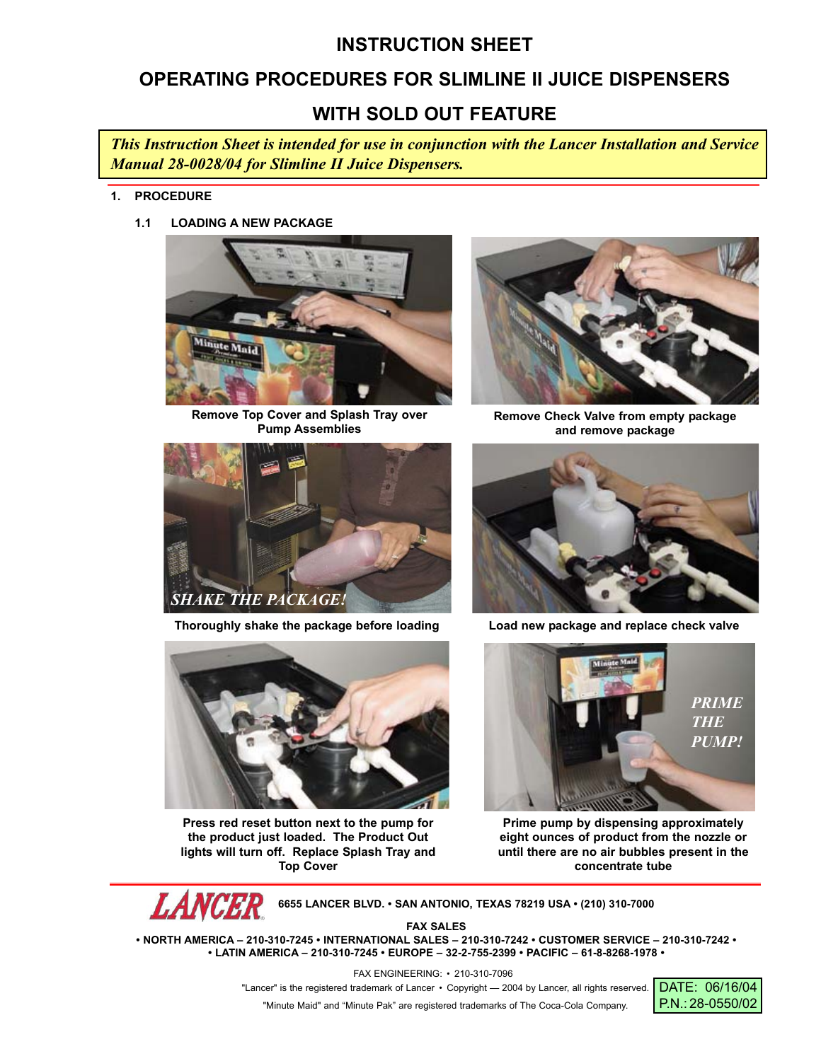# INSTRUCTION SHEET

# OPERATING PROCEDURES FOR SLIMLINE II JUICE DISPENSERS

# WITH SOLD OUT FEATURE

*This Instruction Sheet is intended for use in conjunction with the Lancer Installation and Service Manual 28-0028/04 for Slimline II Juice Dispensers.*

## 1. PROCEDURE

### 1.1 LOADING A NEW PACKAGE

**Remove Top Cover and Splash Tray over Pump Assemblies**

**Remove Check Valve from empty package and remove package**

*SHAKE THE PACKAGE!*

**Thoroughly shake the package before loading**

**Load new package and replace check valve**

**Press red reset button next to the pump for the product just loaded. The Product Out lights will turn off. Replace Splash Tray and Top Cover**

*PRIME THE PUMP!*

**Prime pump by dispensing approximately eight ounces of product from the nozzle or until there are no air bubbles present in the concentrate tube**

---

LANCER 6655 LANCER BLVD. • SAN ANTONIO, TEXAS 78219 USA • (210) 310-7000

FAX SALES

• NORTH AMERICA – 210-310-7245 • INTERNATIONAL SALES – 210-310-7242 • CUSTOMER SERVICE – 210-310-7242 •
• LATIN AMERICA – 210-310-7245 • EUROPE – 32-2-755-2399 • PACIFIC – 61-8-8268-1978 •

FAX ENGINEERING: • 210-310-7096

"Lancer" is the registered trademark of Lancer • Copyright — 2004 by Lancer, all rights reserved.

"Minute Maid" and "Minute Pak" are registered trademarks of The Coca-Cola Company.

DATE: 06/16/04
P.N.: 28-0550/02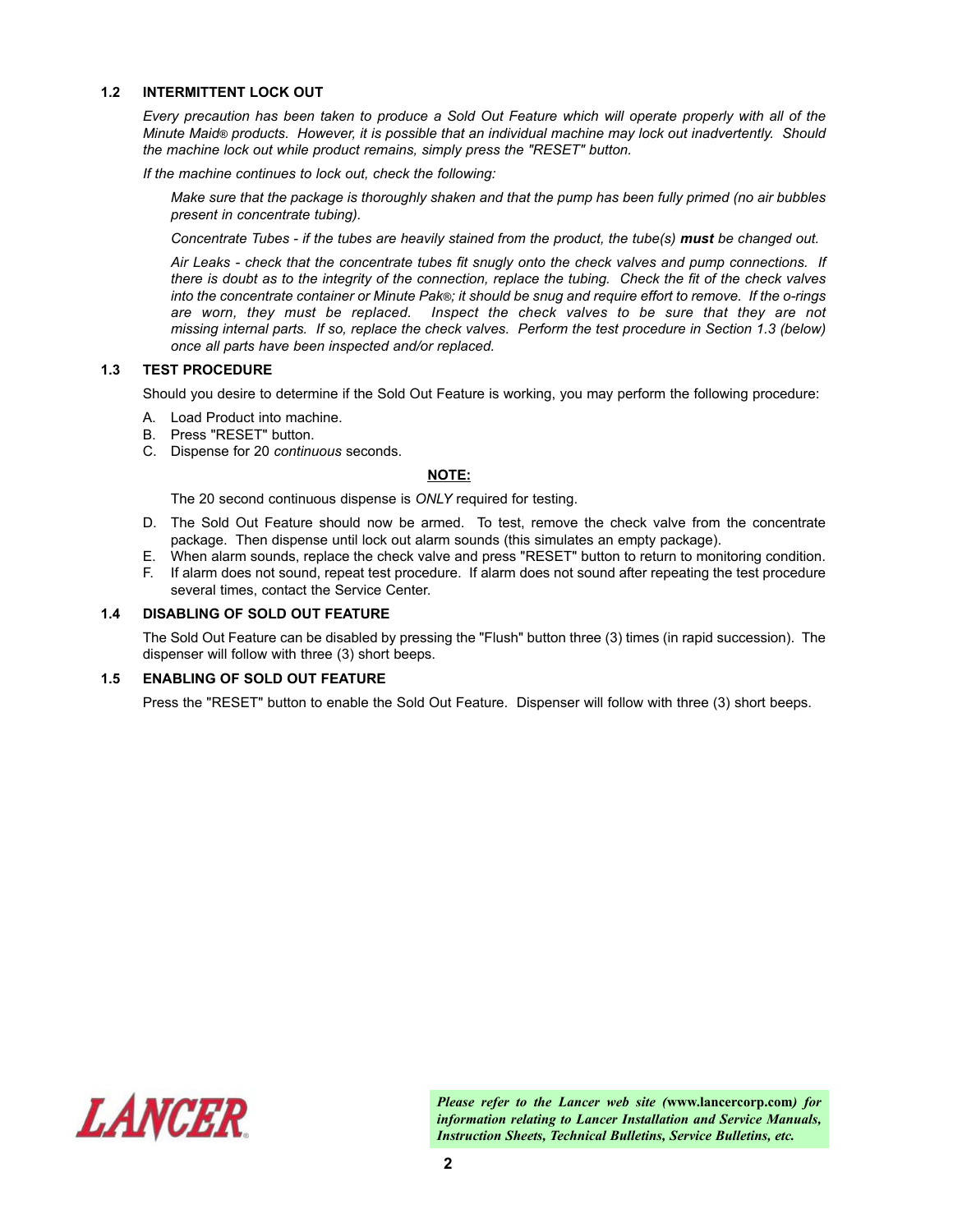## 1.2 INTERMITTENT LOCK OUT

*Every precaution has been taken to produce a Sold Out Feature which will operate properly with all of the Minute Maid® products. However, it is possible that an individual machine may lock out inadvertently. Should the machine lock out while product remains, simply press the "RESET" button.*

*If the machine continues to lock out, check the following:*

> *Make sure that the package is thoroughly shaken and that the pump has been fully primed (no air bubbles present in concentrate tubing).*
>
> *Concentrate Tubes - if the tubes are heavily stained from the product, the tube(s)* ***must*** *be changed out.*
>
> *Air Leaks - check that the concentrate tubes fit snugly onto the check valves and pump connections. If there is doubt as to the integrity of the connection, replace the tubing. Check the fit of the check valves into the concentrate container or Minute Pak®; it should be snug and require effort to remove. If the o-rings are worn, they must be replaced. Inspect the check valves to be sure that they are not missing internal parts. If so, replace the check valves. Perform the test procedure in Section 1.3 (below) once all parts have been inspected and/or replaced.*

## 1.3 TEST PROCEDURE

Should you desire to determine if the Sold Out Feature is working, you may perform the following procedure:

A. Load Product into machine.
B. Press "RESET" button.
C. Dispense for 20 *continuous* seconds.

**NOTE:**

The 20 second continuous dispense is *ONLY* required for testing.

D. The Sold Out Feature should now be armed. To test, remove the check valve from the concentrate package. Then dispense until lock out alarm sounds (this simulates an empty package).
E. When alarm sounds, replace the check valve and press "RESET" button to return to monitoring condition.
F. If alarm does not sound, repeat test procedure. If alarm does not sound after repeating the test procedure several times, contact the Service Center.

## 1.4 DISABLING OF SOLD OUT FEATURE

The Sold Out Feature can be disabled by pressing the "Flush" button three (3) times (in rapid succession). The dispenser will follow with three (3) short beeps.

## 1.5 ENABLING OF SOLD OUT FEATURE

Press the "RESET" button to enable the Sold Out Feature. Dispenser will follow with three (3) short beeps.

LANCER®

***Please refer to the Lancer web site (www.lancercorp.com) for information relating to Lancer Installation and Service Manuals, Instruction Sheets, Technical Bulletins, Service Bulletins, etc.***